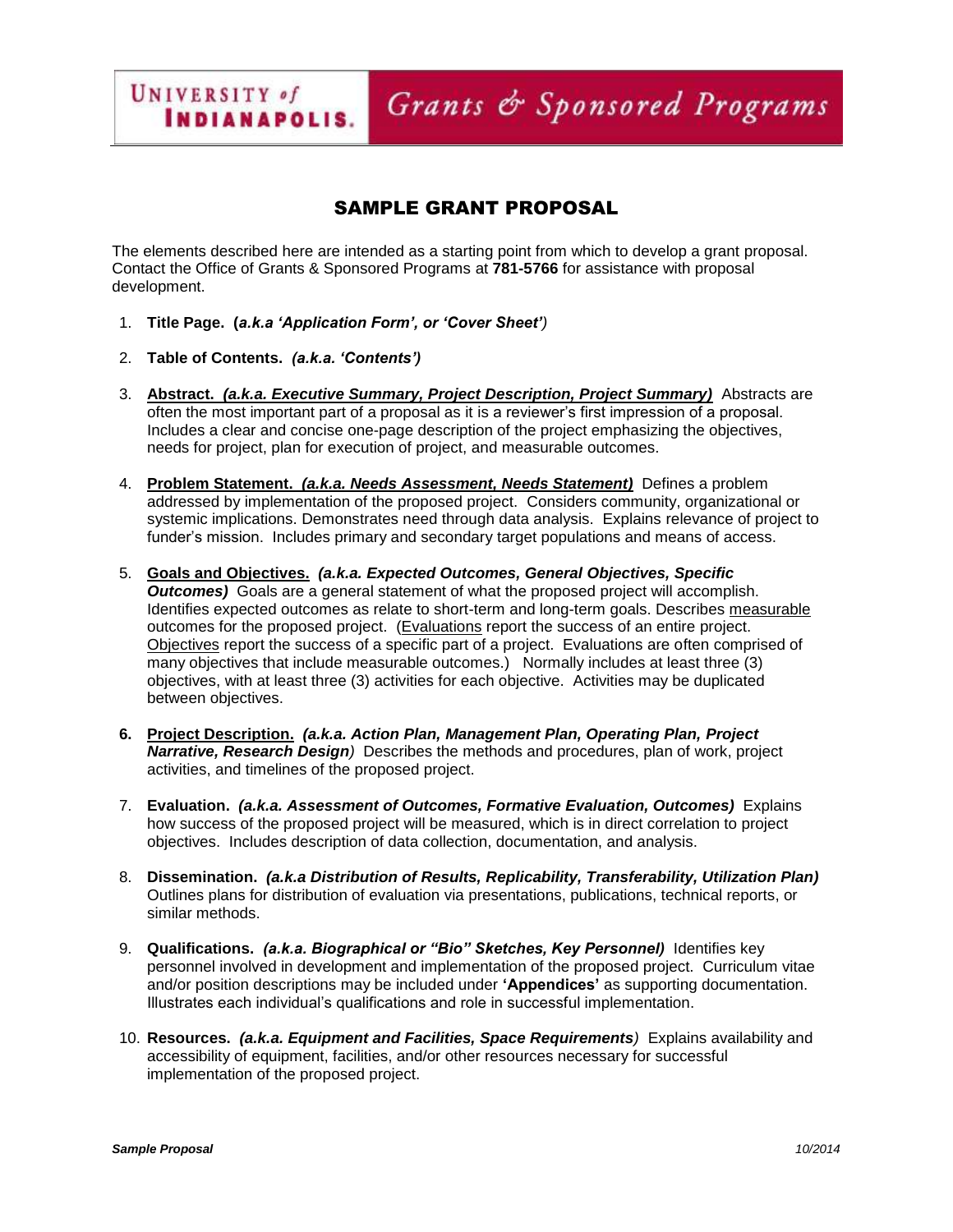UNIVERSITY *of* INDIANAPOLIS. *Grants & Sponsored Programs*

# SAMPLE GRANT PROPOSAL

The elements described here are intended as a starting point from which to develop a grant proposal. Contact the Office of Grants & Sponsored Programs at **781-5766** for assistance with proposal development.

1. **Title Page. (*a.k.a 'Application Form', or 'Cover Sheet'*)**

2. **Table of Contents.** ***(a.k.a. 'Contents')***

3. **Abstract.** ***(a.k.a. Executive Summary, Project Description, Project Summary)*** Abstracts are often the most important part of a proposal as it is a reviewer's first impression of a proposal. Includes a clear and concise one-page description of the project emphasizing the objectives, needs for project, plan for execution of project, and measurable outcomes.

4. **Problem Statement.** ***(a.k.a. Needs Assessment, Needs Statement)*** Defines a problem addressed by implementation of the proposed project. Considers community, organizational or systemic implications. Demonstrates need through data analysis. Explains relevance of project to funder's mission. Includes primary and secondary target populations and means of access.

5. **Goals and Objectives.** ***(a.k.a. Expected Outcomes, General Objectives, Specific Outcomes)*** Goals are a general statement of what the proposed project will accomplish. Identifies expected outcomes as relate to short-term and long-term goals. Describes measurable outcomes for the proposed project. (Evaluations report the success of an entire project. Objectives report the success of a specific part of a project. Evaluations are often comprised of many objectives that include measurable outcomes.) Normally includes at least three (3) objectives, with at least three (3) activities for each objective. Activities may be duplicated between objectives.

6. **Project Description.** ***(a.k.a. Action Plan, Management Plan, Operating Plan, Project Narrative, Research Design)*** Describes the methods and procedures, plan of work, project activities, and timelines of the proposed project.

7. **Evaluation.** ***(a.k.a. Assessment of Outcomes, Formative Evaluation, Outcomes)*** Explains how success of the proposed project will be measured, which is in direct correlation to project objectives. Includes description of data collection, documentation, and analysis.

8. **Dissemination.** ***(a.k.a Distribution of Results, Replicability, Transferability, Utilization Plan)*** Outlines plans for distribution of evaluation via presentations, publications, technical reports, or similar methods.

9. **Qualifications.** ***(a.k.a. Biographical or "Bio" Sketches, Key Personnel)*** Identifies key personnel involved in development and implementation of the proposed project. Curriculum vitae and/or position descriptions may be included under **'Appendices'** as supporting documentation. Illustrates each individual's qualifications and role in successful implementation.

10. **Resources.** ***(a.k.a. Equipment and Facilities, Space Requirements)*** Explains availability and accessibility of equipment, facilities, and/or other resources necessary for successful implementation of the proposed project.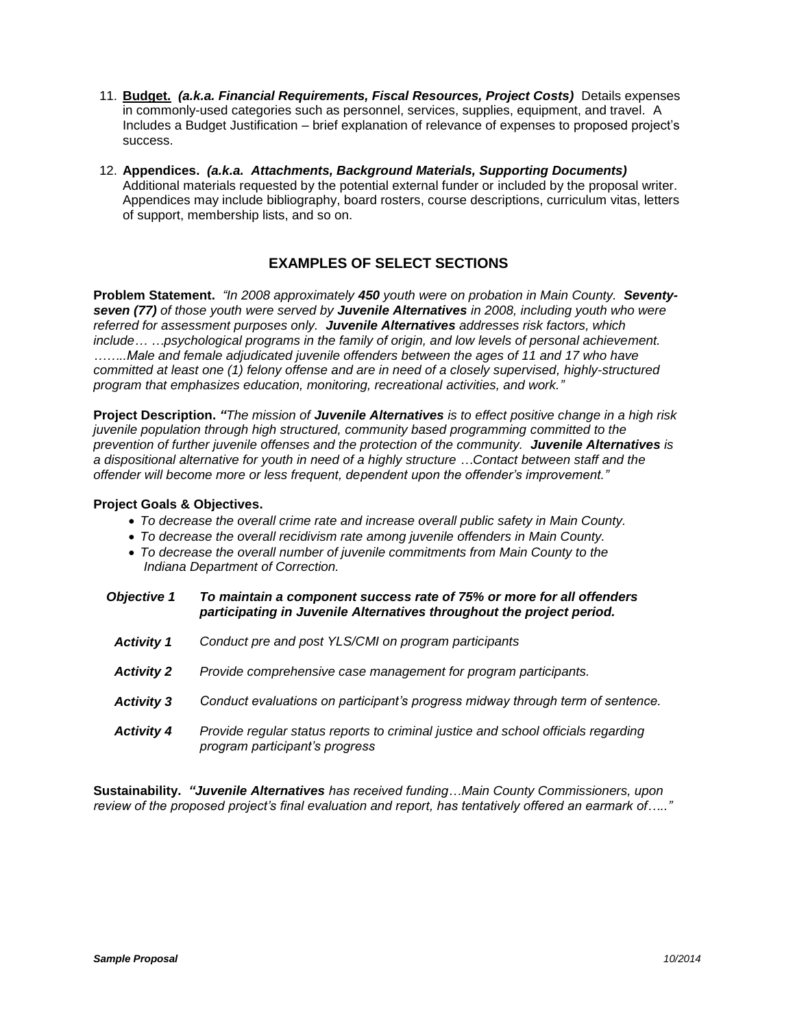11. **<u>Budget.</u>** ***(a.k.a. Financial Requirements, Fiscal Resources, Project Costs)*** Details expenses in commonly-used categories such as personnel, services, supplies, equipment, and travel. A Includes a Budget Justification – brief explanation of relevance of expenses to proposed project's success.

12. **Appendices.** ***(a.k.a. Attachments, Background Materials, Supporting Documents)*** Additional materials requested by the potential external funder or included by the proposal writer. Appendices may include bibliography, board rosters, course descriptions, curriculum vitas, letters of support, membership lists, and so on.

## EXAMPLES OF SELECT SECTIONS

**Problem Statement.** *"In 2008 approximately **450** youth were on probation in Main County. **Seventy-seven (77)** of those youth were served by **Juvenile Alternatives** in 2008, including youth who were referred for assessment purposes only. **Juvenile Alternatives** addresses risk factors, which include… …psychological programs in the family of origin, and low levels of personal achievement. ……..Male and female adjudicated juvenile offenders between the ages of 11 and 17 who have committed at least one (1) felony offense and are in need of a closely supervised, highly-structured program that emphasizes education, monitoring, recreational activities, and work."*

**Project Description.** ***"****The mission of **Juvenile Alternatives** is to effect positive change in a high risk juvenile population through high structured, community based programming committed to the prevention of further juvenile offenses and the protection of the community. **Juvenile Alternatives** is a dispositional alternative for youth in need of a highly structure …Contact between staff and the offender will become more or less frequent, dependent upon the offender's improvement."*

**Project Goals & Objectives.**

- *To decrease the overall crime rate and increase overall public safety in Main County.*
- *To decrease the overall recidivism rate among juvenile offenders in Main County.*
- *To decrease the overall number of juvenile commitments from Main County to the Indiana Department of Correction.*

| | |
|---|---|
| ***Objective 1*** | ***To maintain a component success rate of 75% or more for all offenders participating in Juvenile Alternatives throughout the project period.*** |
| ***Activity 1*** | *Conduct pre and post YLS/CMI on program participants* |
| ***Activity 2*** | *Provide comprehensive case management for program participants.* |
| ***Activity 3*** | *Conduct evaluations on participant's progress midway through term of sentence.* |
| ***Activity 4*** | *Provide regular status reports to criminal justice and school officials regarding program participant's progress* |

**Sustainability.** ***"Juvenile Alternatives*** *has received funding…Main County Commissioners, upon review of the proposed project's final evaluation and report, has tentatively offered an earmark of….."*